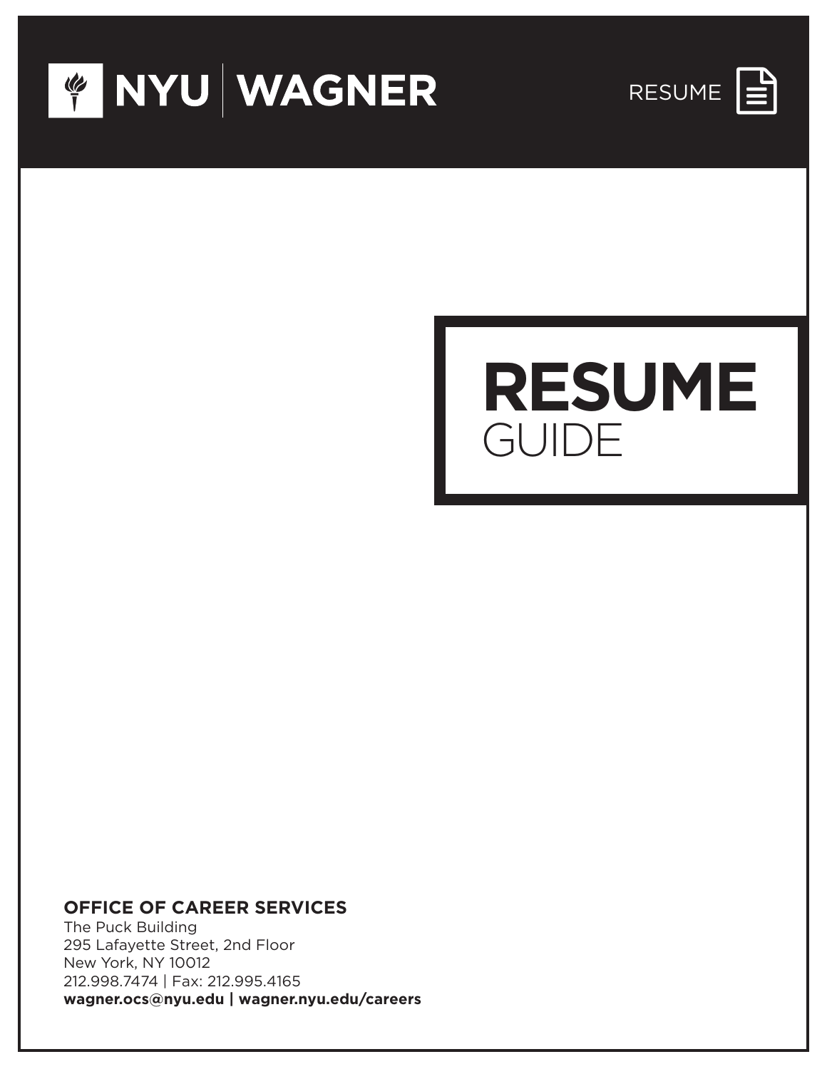NYU | WAGNER

RESUME

# RESUME GUIDE

**OFFICE OF CAREER SERVICES**

The Puck Building
295 Lafayette Street, 2nd Floor
New York, NY 10012
212.998.7474 | Fax: 212.995.4165
**wagner.ocs@nyu.edu | wagner.nyu.edu/careers**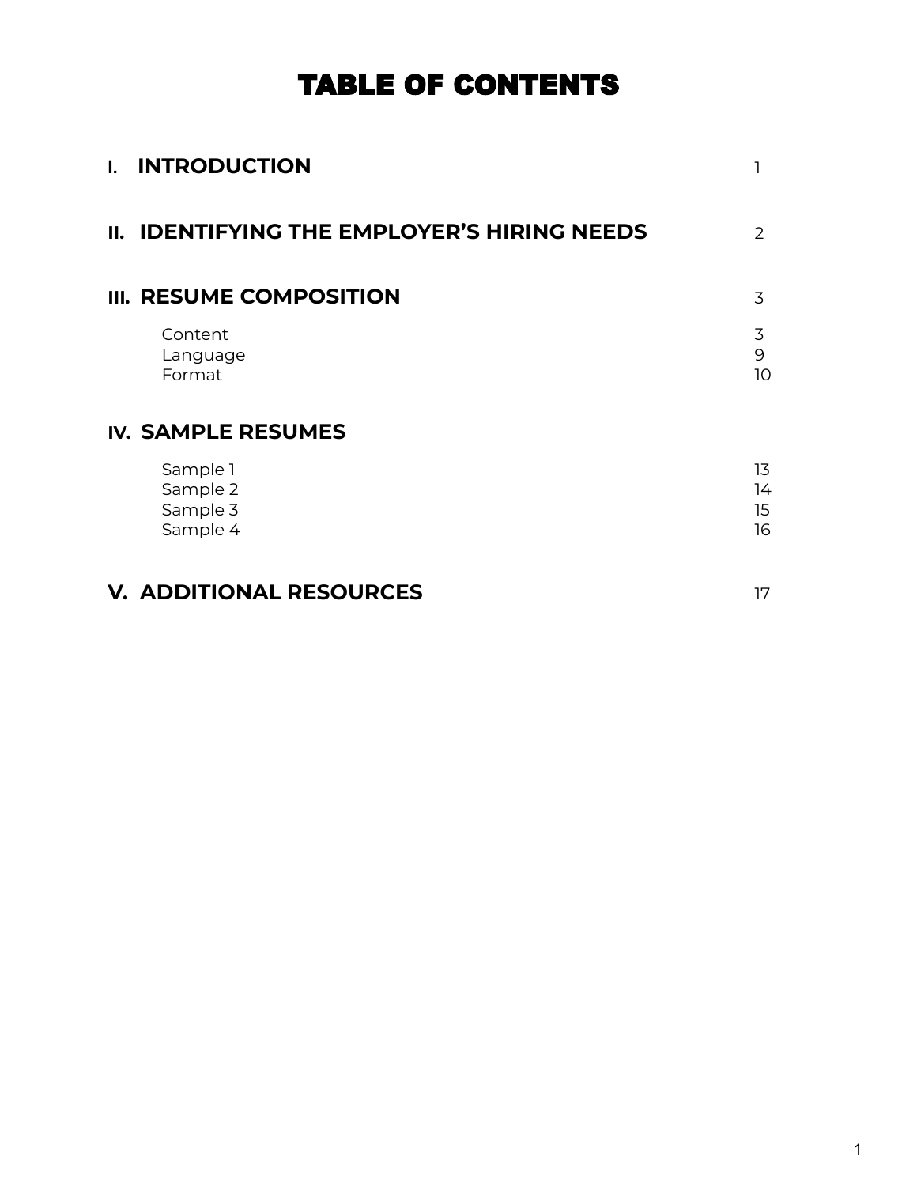# TABLE OF CONTENTS

| Section | Page |
| --- | --- |
| **I. INTRODUCTION** | 1 |
| **II. IDENTIFYING THE EMPLOYER'S HIRING NEEDS** | 2 |
| **III. RESUME COMPOSITION** | 3 |
| Content | 3 |
| Language | 9 |
| Format | 10 |
| **IV. SAMPLE RESUMES** | |
| Sample 1 | 13 |
| Sample 2 | 14 |
| Sample 3 | 15 |
| Sample 4 | 16 |
| **V. ADDITIONAL RESOURCES** | 17 |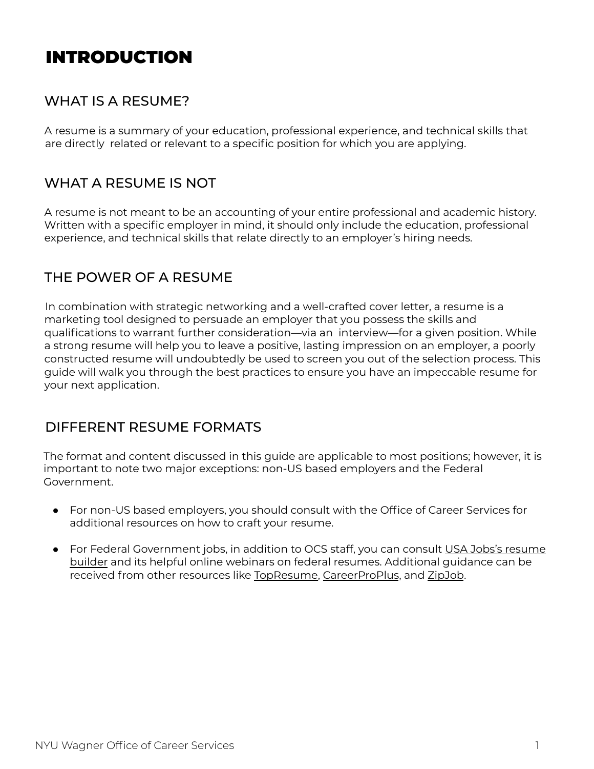# INTRODUCTION

## WHAT IS A RESUME?

A resume is a summary of your education, professional experience, and technical skills that are directly related or relevant to a specific position for which you are applying.

## WHAT A RESUME IS NOT

A resume is not meant to be an accounting of your entire professional and academic history. Written with a specific employer in mind, it should only include the education, professional experience, and technical skills that relate directly to an employer's hiring needs.

## THE POWER OF A RESUME

In combination with strategic networking and a well-crafted cover letter, a resume is a marketing tool designed to persuade an employer that you possess the skills and qualifications to warrant further consideration—via an interview—for a given position. While a strong resume will help you to leave a positive, lasting impression on an employer, a poorly constructed resume will undoubtedly be used to screen you out of the selection process. This guide will walk you through the best practices to ensure you have an impeccable resume for your next application.

## DIFFERENT RESUME FORMATS

The format and content discussed in this guide are applicable to most positions; however, it is important to note two major exceptions: non-US based employers and the Federal Government.

- For non-US based employers, you should consult with the Office of Career Services for additional resources on how to craft your resume.
- For Federal Government jobs, in addition to OCS staff, you can consult USA Jobs's resume builder and its helpful online webinars on federal resumes. Additional guidance can be received from other resources like TopResume, CareerProPlus, and ZipJob.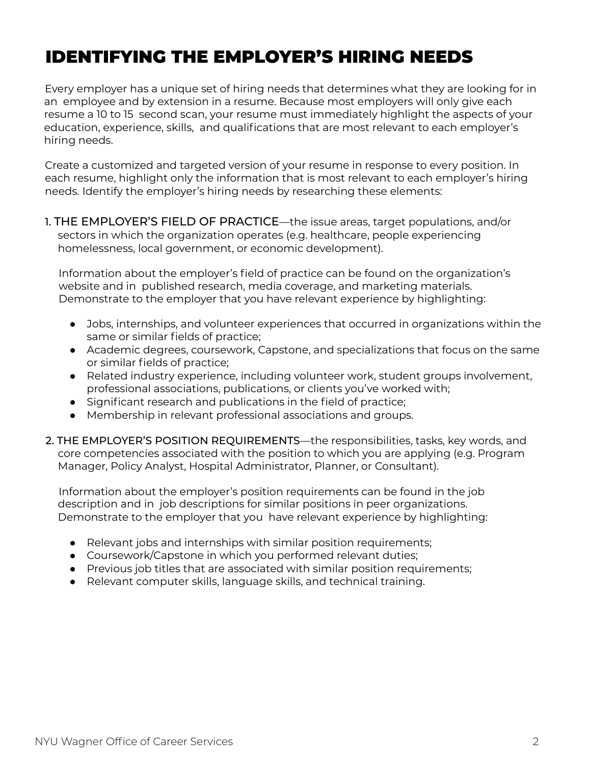# IDENTIFYING THE EMPLOYER'S HIRING NEEDS

Every employer has a unique set of hiring needs that determines what they are looking for in an employee and by extension in a resume. Because most employers will only give each resume a 10 to 15 second scan, your resume must immediately highlight the aspects of your education, experience, skills, and qualifications that are most relevant to each employer's hiring needs.

Create a customized and targeted version of your resume in response to every position. In each resume, highlight only the information that is most relevant to each employer's hiring needs. Identify the employer's hiring needs by researching these elements:

1. THE EMPLOYER'S FIELD OF PRACTICE—the issue areas, target populations, and/or sectors in which the organization operates (e.g. healthcare, people experiencing homelessness, local government, or economic development).

   Information about the employer's field of practice can be found on the organization's website and in published research, media coverage, and marketing materials. Demonstrate to the employer that you have relevant experience by highlighting:

   - Jobs, internships, and volunteer experiences that occurred in organizations within the same or similar fields of practice;
   - Academic degrees, coursework, Capstone, and specializations that focus on the same or similar fields of practice;
   - Related industry experience, including volunteer work, student groups involvement, professional associations, publications, or clients you've worked with;
   - Significant research and publications in the field of practice;
   - Membership in relevant professional associations and groups.

2. THE EMPLOYER'S POSITION REQUIREMENTS—the responsibilities, tasks, key words, and core competencies associated with the position to which you are applying (e.g. Program Manager, Policy Analyst, Hospital Administrator, Planner, or Consultant).

   Information about the employer's position requirements can be found in the job description and in job descriptions for similar positions in peer organizations. Demonstrate to the employer that you have relevant experience by highlighting:

   - Relevant jobs and internships with similar position requirements;
   - Coursework/Capstone in which you performed relevant duties;
   - Previous job titles that are associated with similar position requirements;
   - Relevant computer skills, language skills, and technical training.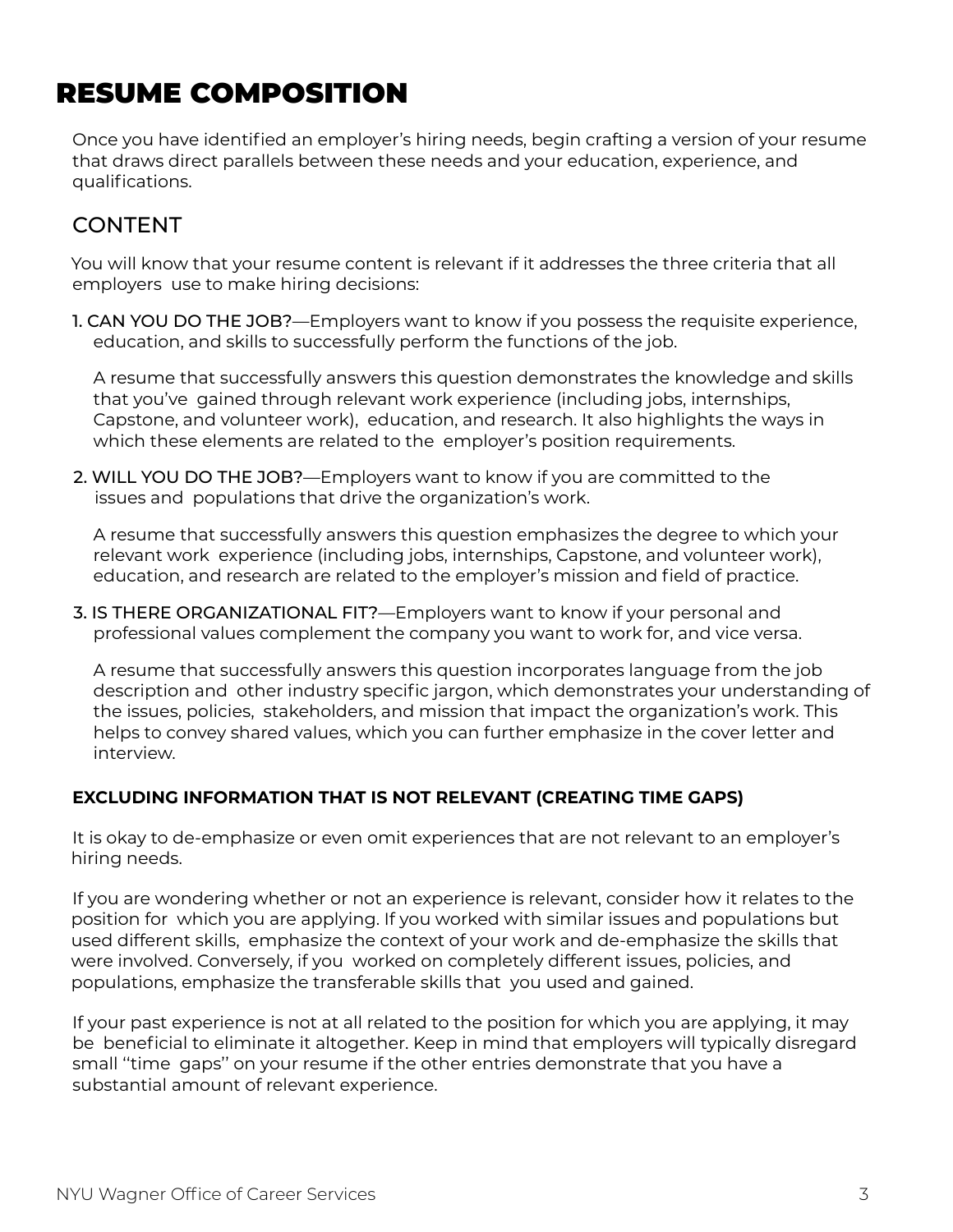# RESUME COMPOSITION

Once you have identified an employer's hiring needs, begin crafting a version of your resume that draws direct parallels between these needs and your education, experience, and qualifications.

## CONTENT

You will know that your resume content is relevant if it addresses the three criteria that all employers use to make hiring decisions:

1. CAN YOU DO THE JOB?—Employers want to know if you possess the requisite experience, education, and skills to successfully perform the functions of the job.

   A resume that successfully answers this question demonstrates the knowledge and skills that you've gained through relevant work experience (including jobs, internships, Capstone, and volunteer work), education, and research. It also highlights the ways in which these elements are related to the employer's position requirements.

2. WILL YOU DO THE JOB?—Employers want to know if you are committed to the issues and populations that drive the organization's work.

   A resume that successfully answers this question emphasizes the degree to which your relevant work experience (including jobs, internships, Capstone, and volunteer work), education, and research are related to the employer's mission and field of practice.

3. IS THERE ORGANIZATIONAL FIT?—Employers want to know if your personal and professional values complement the company you want to work for, and vice versa.

   A resume that successfully answers this question incorporates language from the job description and other industry specific jargon, which demonstrates your understanding of the issues, policies, stakeholders, and mission that impact the organization's work. This helps to convey shared values, which you can further emphasize in the cover letter and interview.

### EXCLUDING INFORMATION THAT IS NOT RELEVANT (CREATING TIME GAPS)

It is okay to de-emphasize or even omit experiences that are not relevant to an employer's hiring needs.

If you are wondering whether or not an experience is relevant, consider how it relates to the position for which you are applying. If you worked with similar issues and populations but used different skills, emphasize the context of your work and de-emphasize the skills that were involved. Conversely, if you worked on completely different issues, policies, and populations, emphasize the transferable skills that you used and gained.

If your past experience is not at all related to the position for which you are applying, it may be beneficial to eliminate it altogether. Keep in mind that employers will typically disregard small "time gaps" on your resume if the other entries demonstrate that you have a substantial amount of relevant experience.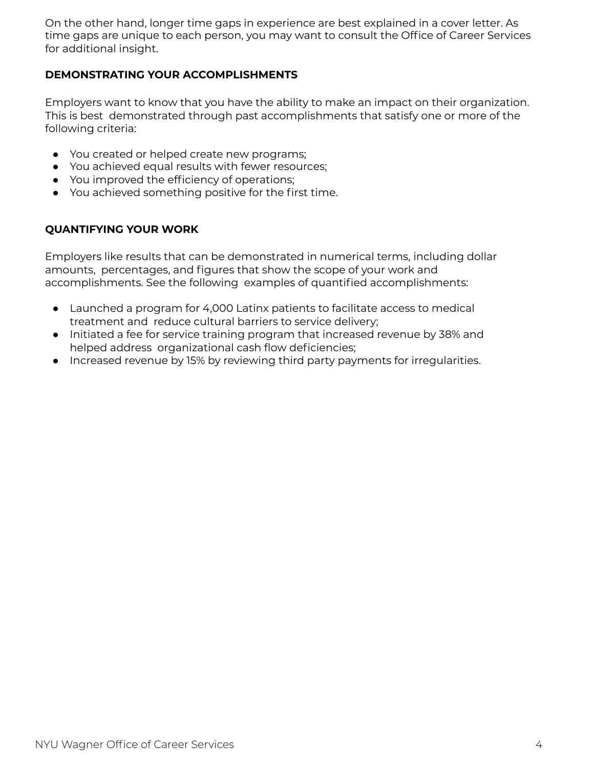On the other hand, longer time gaps in experience are best explained in a cover letter. As time gaps are unique to each person, you may want to consult the Office of Career Services for additional insight.

**DEMONSTRATING YOUR ACCOMPLISHMENTS**

Employers want to know that you have the ability to make an impact on their organization. This is best demonstrated through past accomplishments that satisfy one or more of the following criteria:

- You created or helped create new programs;
- You achieved equal results with fewer resources;
- You improved the efficiency of operations;
- You achieved something positive for the first time.

**QUANTIFYING YOUR WORK**

Employers like results that can be demonstrated in numerical terms, including dollar amounts, percentages, and figures that show the scope of your work and accomplishments. See the following examples of quantified accomplishments:

- Launched a program for 4,000 Latinx patients to facilitate access to medical treatment and reduce cultural barriers to service delivery;
- Initiated a fee for service training program that increased revenue by 38% and helped address organizational cash flow deficiencies;
- Increased revenue by 15% by reviewing third party payments for irregularities.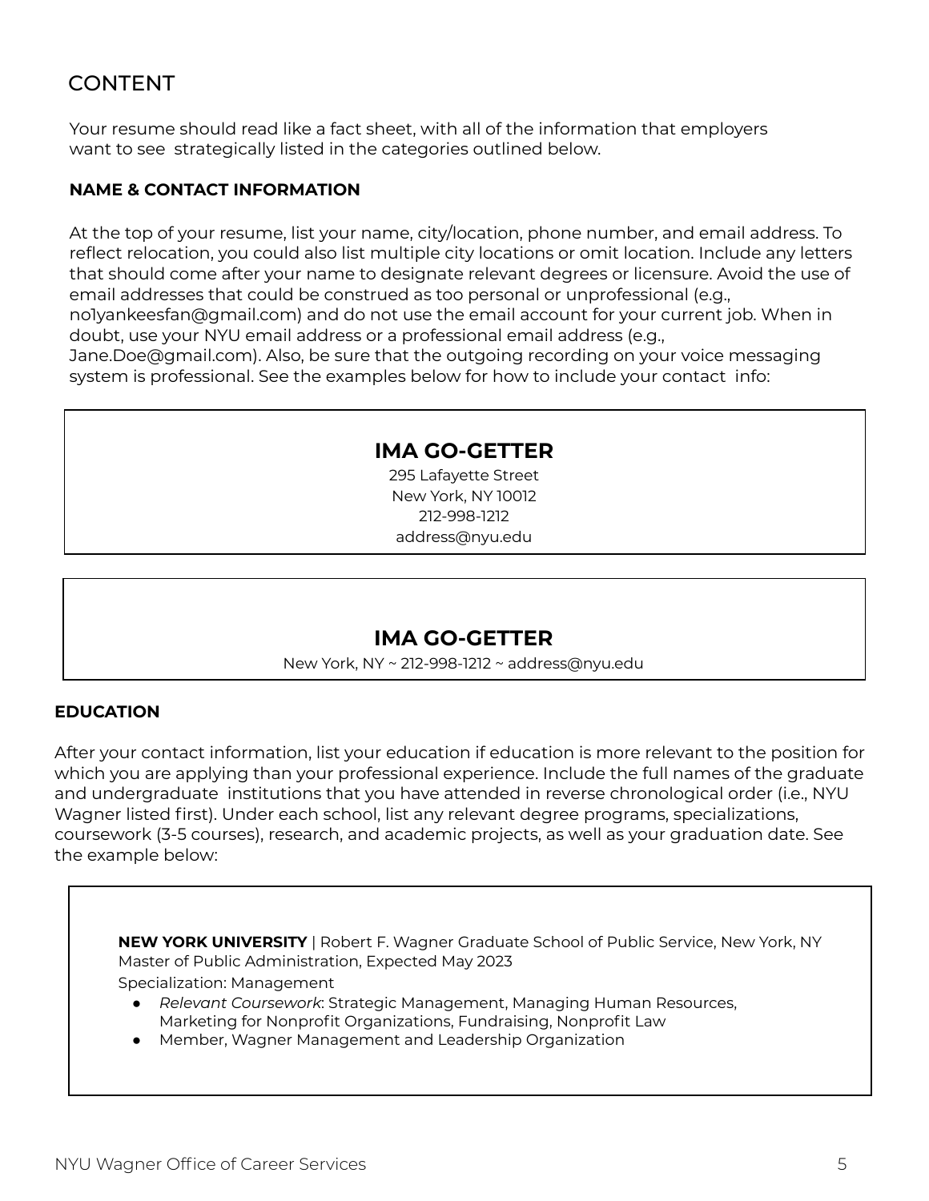# CONTENT

Your resume should read like a fact sheet, with all of the information that employers want to see strategically listed in the categories outlined below.

### NAME & CONTACT INFORMATION

At the top of your resume, list your name, city/location, phone number, and email address. To reflect relocation, you could also list multiple city locations or omit location. Include any letters that should come after your name to designate relevant degrees or licensure. Avoid the use of email addresses that could be construed as too personal or unprofessional (e.g., no1yankeesfan@gmail.com) and do not use the email account for your current job. When in doubt, use your NYU email address or a professional email address (e.g., Jane.Doe@gmail.com). Also, be sure that the outgoing recording on your voice messaging system is professional. See the examples below for how to include your contact info:

> **IMA GO-GETTER**
> 295 Lafayette Street
> New York, NY 10012
> 212-998-1212
> address@nyu.edu

> **IMA GO-GETTER**
> New York, NY ~ 212-998-1212 ~ address@nyu.edu

### EDUCATION

After your contact information, list your education if education is more relevant to the position for which you are applying than your professional experience. Include the full names of the graduate and undergraduate institutions that you have attended in reverse chronological order (i.e., NYU Wagner listed first). Under each school, list any relevant degree programs, specializations, coursework (3-5 courses), research, and academic projects, as well as your graduation date. See the example below:

> **NEW YORK UNIVERSITY** | Robert F. Wagner Graduate School of Public Service, New York, NY
> Master of Public Administration, Expected May 2023
> Specialization: Management
> - *Relevant Coursework*: Strategic Management, Managing Human Resources, Marketing for Nonprofit Organizations, Fundraising, Nonprofit Law
> - Member, Wagner Management and Leadership Organization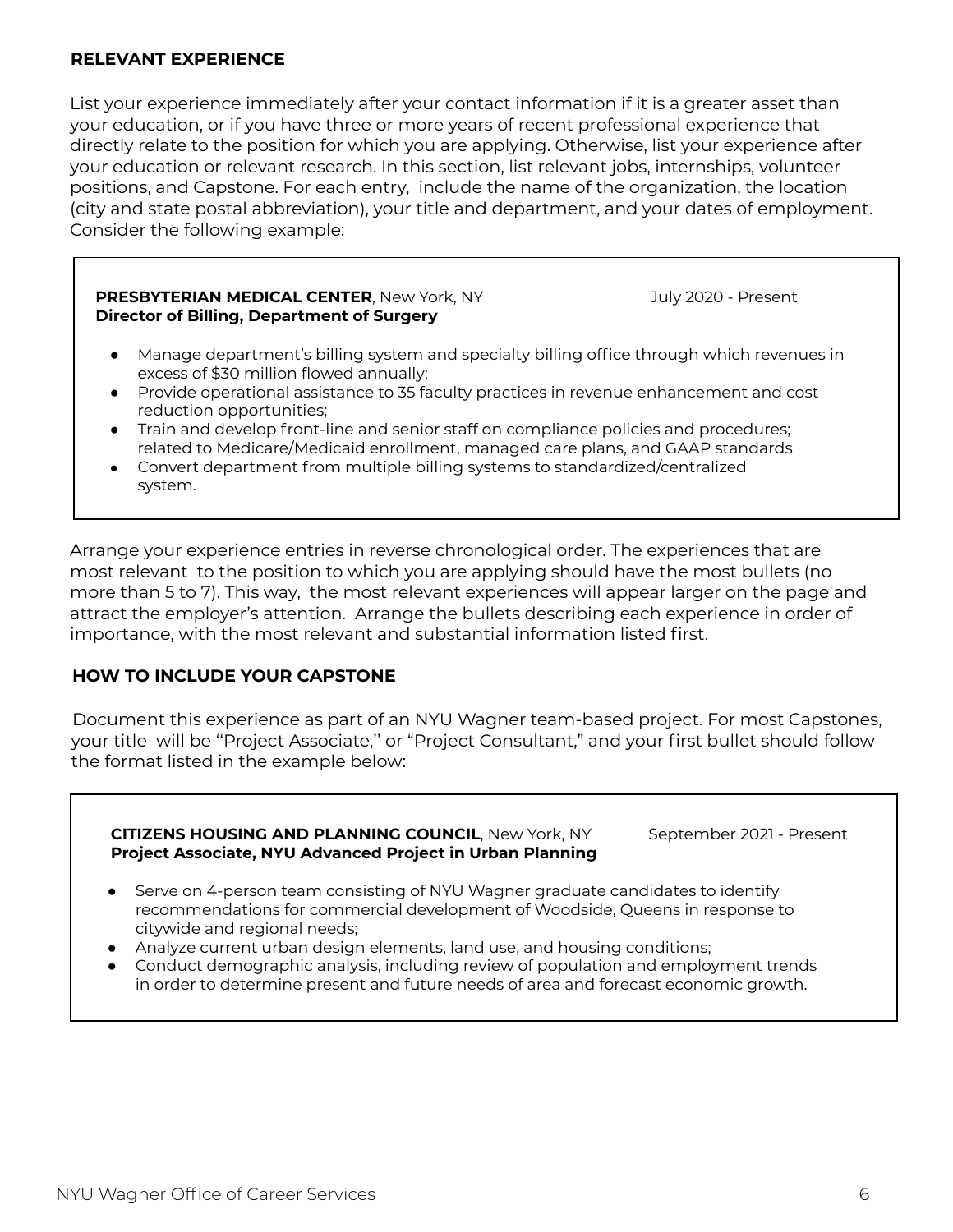## RELEVANT EXPERIENCE

List your experience immediately after your contact information if it is a greater asset than your education, or if you have three or more years of recent professional experience that directly relate to the position for which you are applying. Otherwise, list your experience after your education or relevant research. In this section, list relevant jobs, internships, volunteer positions, and Capstone. For each entry, include the name of the organization, the location (city and state postal abbreviation), your title and department, and your dates of employment. Consider the following example:

> **PRESBYTERIAN MEDICAL CENTER**, New York, NY July 2020 - Present
> **Director of Billing, Department of Surgery**
>
> - Manage department's billing system and specialty billing office through which revenues in excess of $30 million flowed annually;
> - Provide operational assistance to 35 faculty practices in revenue enhancement and cost reduction opportunities;
> - Train and develop front-line and senior staff on compliance policies and procedures; related to Medicare/Medicaid enrollment, managed care plans, and GAAP standards
> - Convert department from multiple billing systems to standardized/centralized system.

Arrange your experience entries in reverse chronological order. The experiences that are most relevant to the position to which you are applying should have the most bullets (no more than 5 to 7). This way, the most relevant experiences will appear larger on the page and attract the employer's attention. Arrange the bullets describing each experience in order of importance, with the most relevant and substantial information listed first.

## HOW TO INCLUDE YOUR CAPSTONE

Document this experience as part of an NYU Wagner team-based project. For most Capstones, your title will be "Project Associate," or "Project Consultant," and your first bullet should follow the format listed in the example below:

> **CITIZENS HOUSING AND PLANNING COUNCIL**, New York, NY September 2021 - Present
> **Project Associate, NYU Advanced Project in Urban Planning**
>
> - Serve on 4-person team consisting of NYU Wagner graduate candidates to identify recommendations for commercial development of Woodside, Queens in response to citywide and regional needs;
> - Analyze current urban design elements, land use, and housing conditions;
> - Conduct demographic analysis, including review of population and employment trends in order to determine present and future needs of area and forecast economic growth.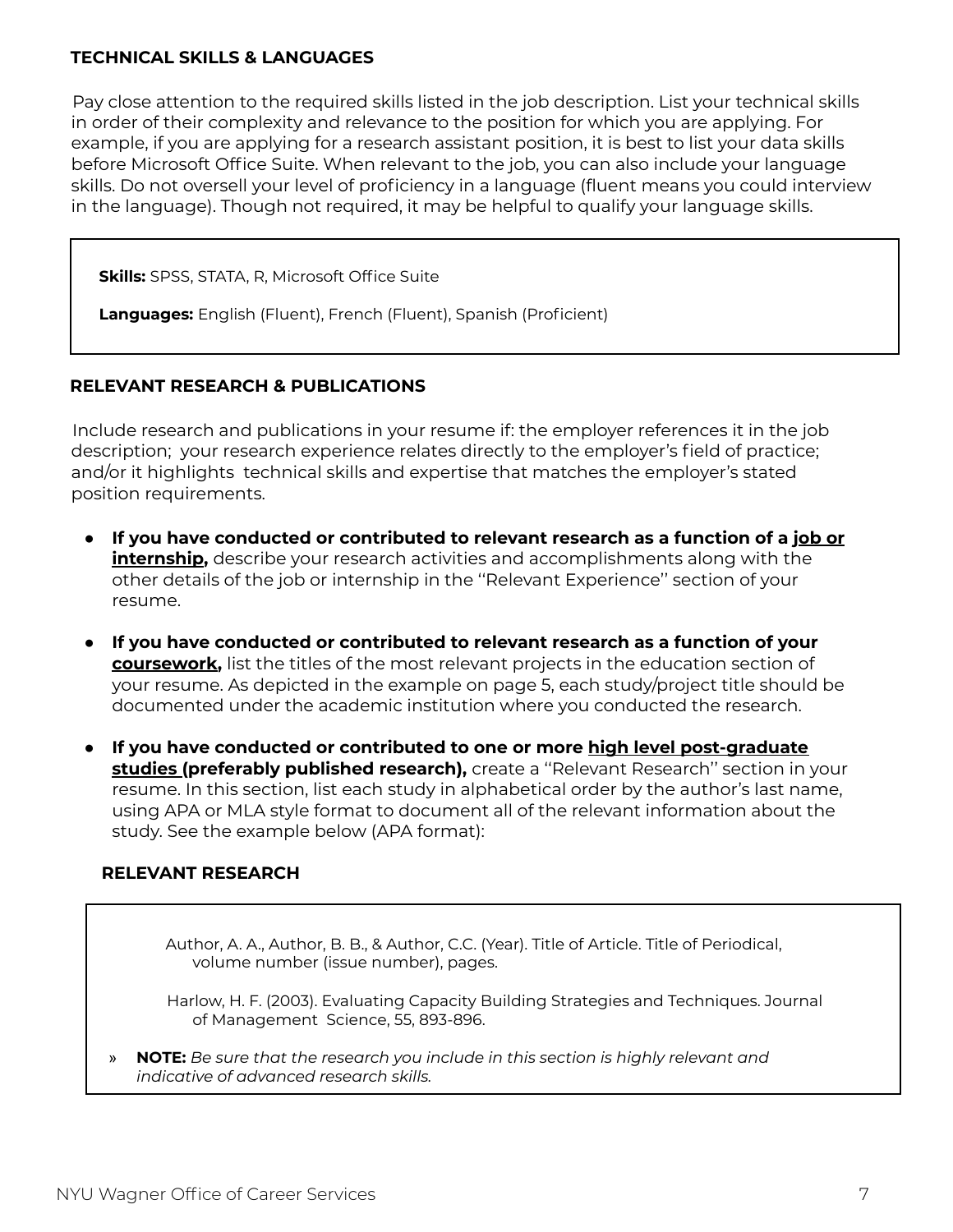## TECHNICAL SKILLS & LANGUAGES

Pay close attention to the required skills listed in the job description. List your technical skills in order of their complexity and relevance to the position for which you are applying. For example, if you are applying for a research assistant position, it is best to list your data skills before Microsoft Office Suite. When relevant to the job, you can also include your language skills. Do not oversell your level of proficiency in a language (fluent means you could interview in the language). Though not required, it may be helpful to qualify your language skills.

> **Skills:** SPSS, STATA, R, Microsoft Office Suite
>
> **Languages:** English (Fluent), French (Fluent), Spanish (Proficient)

## RELEVANT RESEARCH & PUBLICATIONS

Include research and publications in your resume if: the employer references it in the job description; your research experience relates directly to the employer's field of practice; and/or it highlights technical skills and expertise that matches the employer's stated position requirements.

- **If you have conducted or contributed to relevant research as a function of a <u>job or internship</u>,** describe your research activities and accomplishments along with the other details of the job or internship in the ''Relevant Experience'' section of your resume.
- **If you have conducted or contributed to relevant research as a function of your <u>coursework</u>,** list the titles of the most relevant projects in the education section of your resume. As depicted in the example on page 5, each study/project title should be documented under the academic institution where you conducted the research.
- **If you have conducted or contributed to one or more <u>high level post-graduate studies</u> (preferably published research),** create a ''Relevant Research'' section in your resume. In this section, list each study in alphabetical order by the author's last name, using APA or MLA style format to document all of the relevant information about the study. See the example below (APA format):

### RELEVANT RESEARCH

> Author, A. A., Author, B. B., & Author, C.C. (Year). Title of Article. Title of Periodical, volume number (issue number), pages.
>
> Harlow, H. F. (2003). Evaluating Capacity Building Strategies and Techniques. Journal of Management Science, 55, 893-896.
>
> » **NOTE:** *Be sure that the research you include in this section is highly relevant and indicative of advanced research skills.*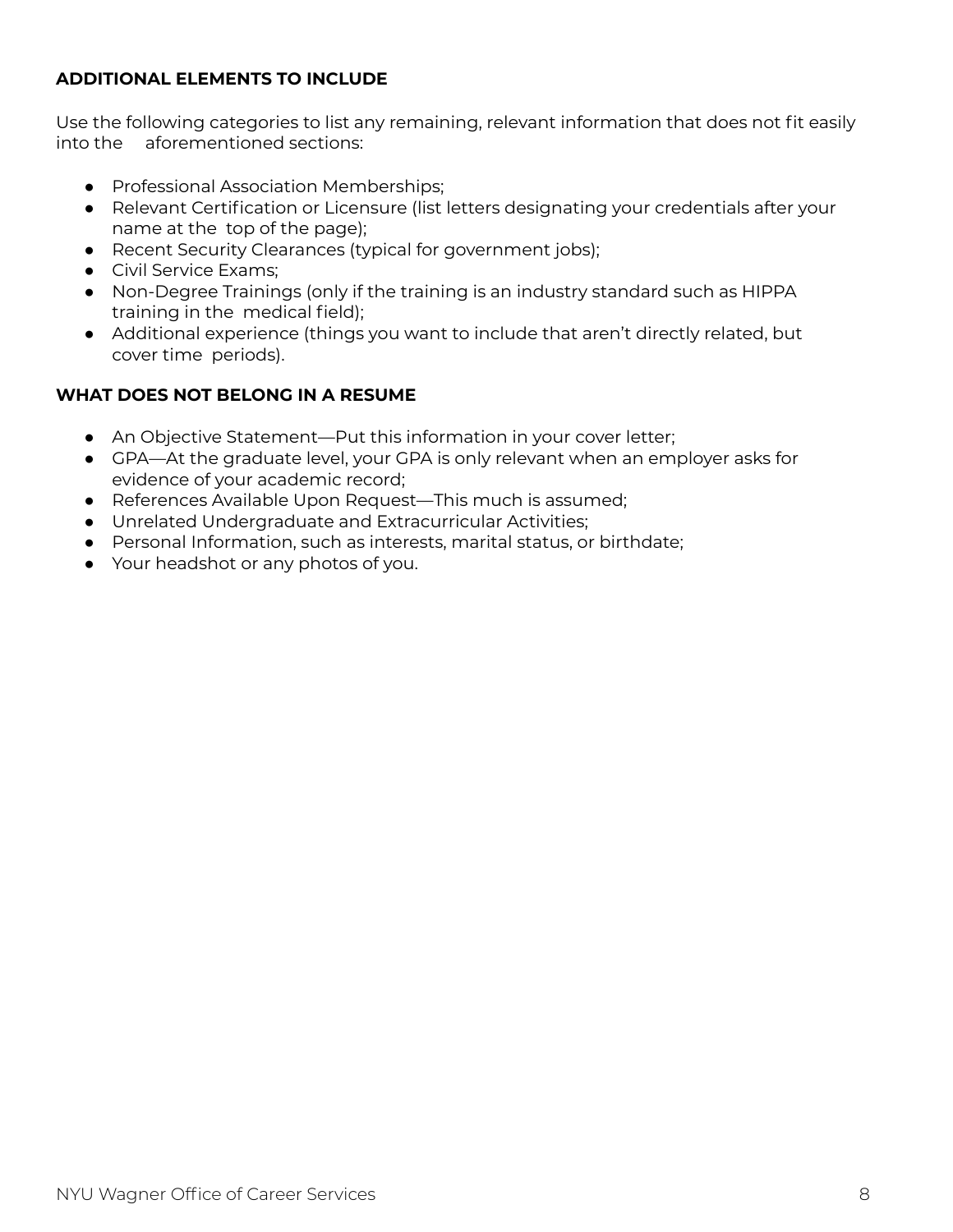**ADDITIONAL ELEMENTS TO INCLUDE**

Use the following categories to list any remaining, relevant information that does not fit easily into the aforementioned sections:

- Professional Association Memberships;
- Relevant Certification or Licensure (list letters designating your credentials after your name at the top of the page);
- Recent Security Clearances (typical for government jobs);
- Civil Service Exams;
- Non-Degree Trainings (only if the training is an industry standard such as HIPPA training in the medical field);
- Additional experience (things you want to include that aren't directly related, but cover time periods).

**WHAT DOES NOT BELONG IN A RESUME**

- An Objective Statement—Put this information in your cover letter;
- GPA—At the graduate level, your GPA is only relevant when an employer asks for evidence of your academic record;
- References Available Upon Request—This much is assumed;
- Unrelated Undergraduate and Extracurricular Activities;
- Personal Information, such as interests, marital status, or birthdate;
- Your headshot or any photos of you.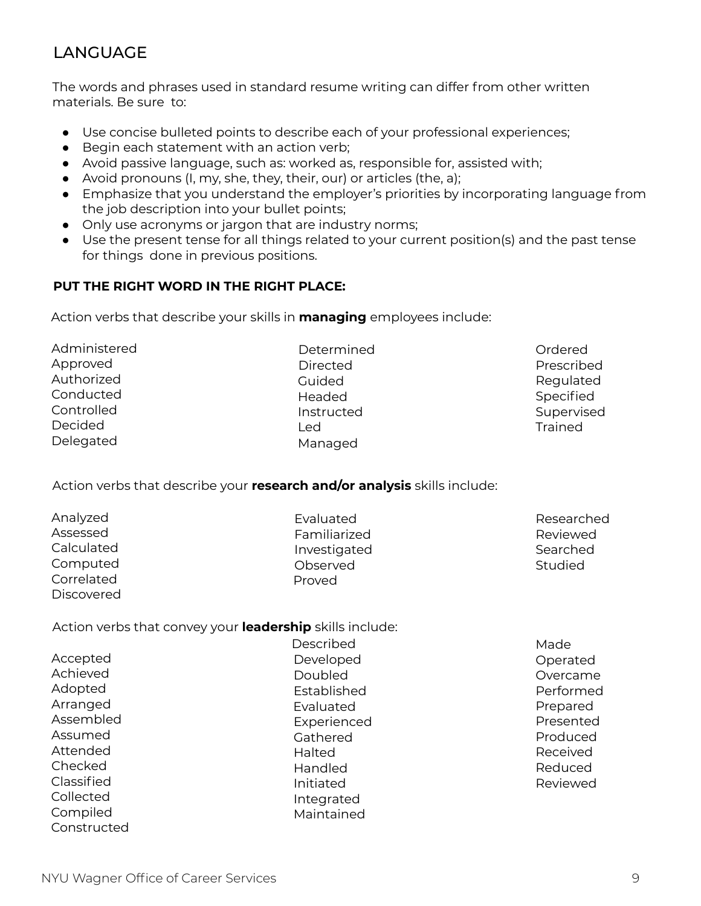## LANGUAGE

The words and phrases used in standard resume writing can differ from other written materials. Be sure to:

- Use concise bulleted points to describe each of your professional experiences;
- Begin each statement with an action verb;
- Avoid passive language, such as: worked as, responsible for, assisted with;
- Avoid pronouns (I, my, she, they, their, our) or articles (the, a);
- Emphasize that you understand the employer's priorities by incorporating language from the job description into your bullet points;
- Only use acronyms or jargon that are industry norms;
- Use the present tense for all things related to your current position(s) and the past tense for things done in previous positions.

**PUT THE RIGHT WORD IN THE RIGHT PLACE:**

Action verbs that describe your skills in **managing** employees include:

Administered
Approved
Authorized
Conducted
Controlled
Decided
Delegated
Determined
Directed
Guided
Headed
Instructed
Led
Managed
Ordered
Prescribed
Regulated
Specified
Supervised
Trained

Action verbs that describe your **research and/or analysis** skills include:

Analyzed
Assessed
Calculated
Computed
Correlated
Discovered
Evaluated
Familiarized
Investigated
Observed
Proved
Researched
Reviewed
Searched
Studied

Action verbs that convey your **leadership** skills include:

Accepted
Achieved
Adopted
Arranged
Assembled
Assumed
Attended
Checked
Classified
Collected
Compiled
Constructed
Described
Developed
Doubled
Established
Evaluated
Experienced
Gathered
Halted
Handled
Initiated
Integrated
Maintained
Made
Operated
Overcame
Performed
Prepared
Presented
Produced
Received
Reduced
Reviewed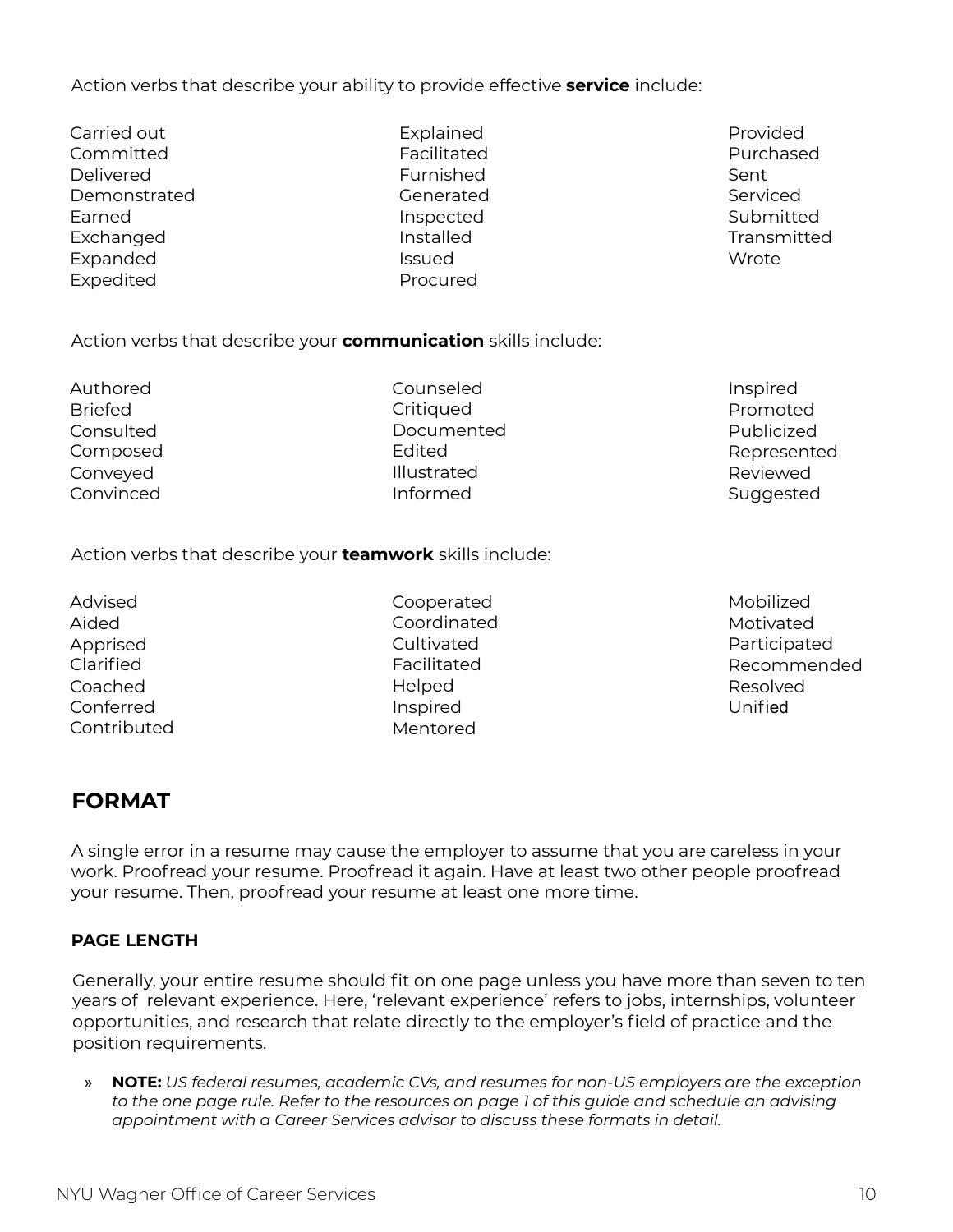Action verbs that describe your ability to provide effective **service** include:

| | | |
|---|---|---|
| Carried out | Explained | Provided |
| Committed | Facilitated | Purchased |
| Delivered | Furnished | Sent |
| Demonstrated | Generated | Serviced |
| Earned | Inspected | Submitted |
| Exchanged | Installed | Transmitted |
| Expanded | Issued | Wrote |
| Expedited | Procured | |

Action verbs that describe your **communication** skills include:

| | | |
|---|---|---|
| Authored | Counseled | Inspired |
| Briefed | Critiqued | Promoted |
| Consulted | Documented | Publicized |
| Composed | Edited | Represented |
| Conveyed | Illustrated | Reviewed |
| Convinced | Informed | Suggested |

Action verbs that describe your **teamwork** skills include:

| | | |
|---|---|---|
| Advised | Cooperated | Mobilized |
| Aided | Coordinated | Motivated |
| Apprised | Cultivated | Participated |
| Clarified | Facilitated | Recommended |
| Coached | Helped | Resolved |
| Conferred | Inspired | Unified |
| Contributed | Mentored | |

## FORMAT

A single error in a resume may cause the employer to assume that you are careless in your work. Proofread your resume. Proofread it again. Have at least two other people proofread your resume. Then, proofread your resume at least one more time.

### PAGE LENGTH

Generally, your entire resume should fit on one page unless you have more than seven to ten years of relevant experience. Here, 'relevant experience' refers to jobs, internships, volunteer opportunities, and research that relate directly to the employer's field of practice and the position requirements.

» **NOTE:** *US federal resumes, academic CVs, and resumes for non-US employers are the exception to the one page rule. Refer to the resources on page 1 of this guide and schedule an advising appointment with a Career Services advisor to discuss these formats in detail.*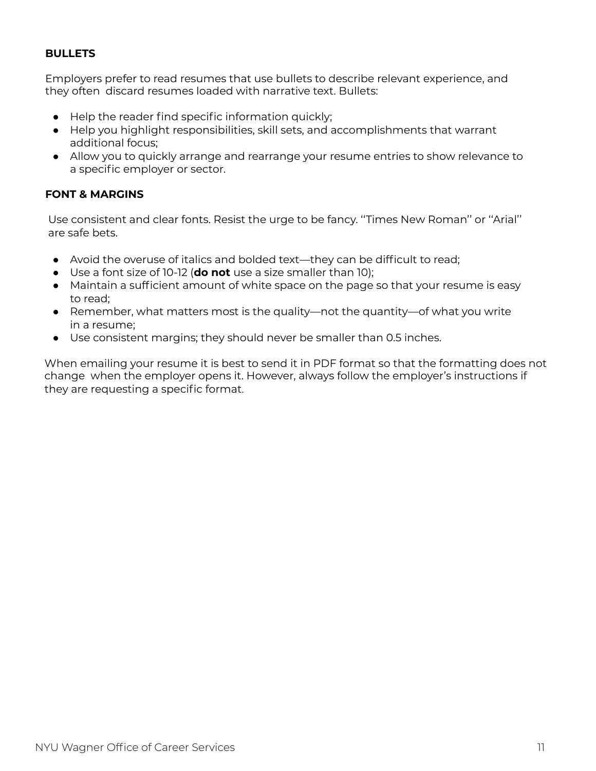**BULLETS**

Employers prefer to read resumes that use bullets to describe relevant experience, and they often discard resumes loaded with narrative text. Bullets:

- Help the reader find specific information quickly;
- Help you highlight responsibilities, skill sets, and accomplishments that warrant additional focus;
- Allow you to quickly arrange and rearrange your resume entries to show relevance to a specific employer or sector.

**FONT & MARGINS**

Use consistent and clear fonts. Resist the urge to be fancy. ''Times New Roman'' or ''Arial'' are safe bets.

- Avoid the overuse of italics and bolded text—they can be difficult to read;
- Use a font size of 10-12 (**do not** use a size smaller than 10);
- Maintain a sufficient amount of white space on the page so that your resume is easy to read;
- Remember, what matters most is the quality—not the quantity—of what you write in a resume;
- Use consistent margins; they should never be smaller than 0.5 inches.

When emailing your resume it is best to send it in PDF format so that the formatting does not change when the employer opens it. However, always follow the employer's instructions if they are requesting a specific format.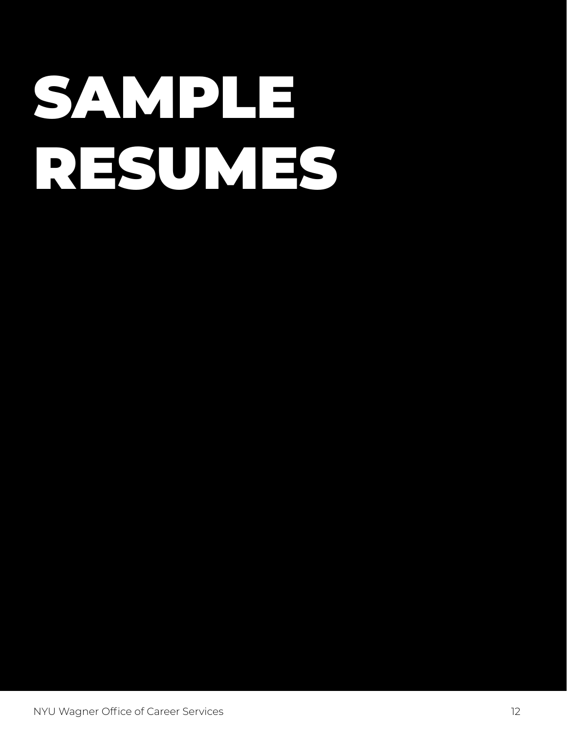# SAMPLE RESUMES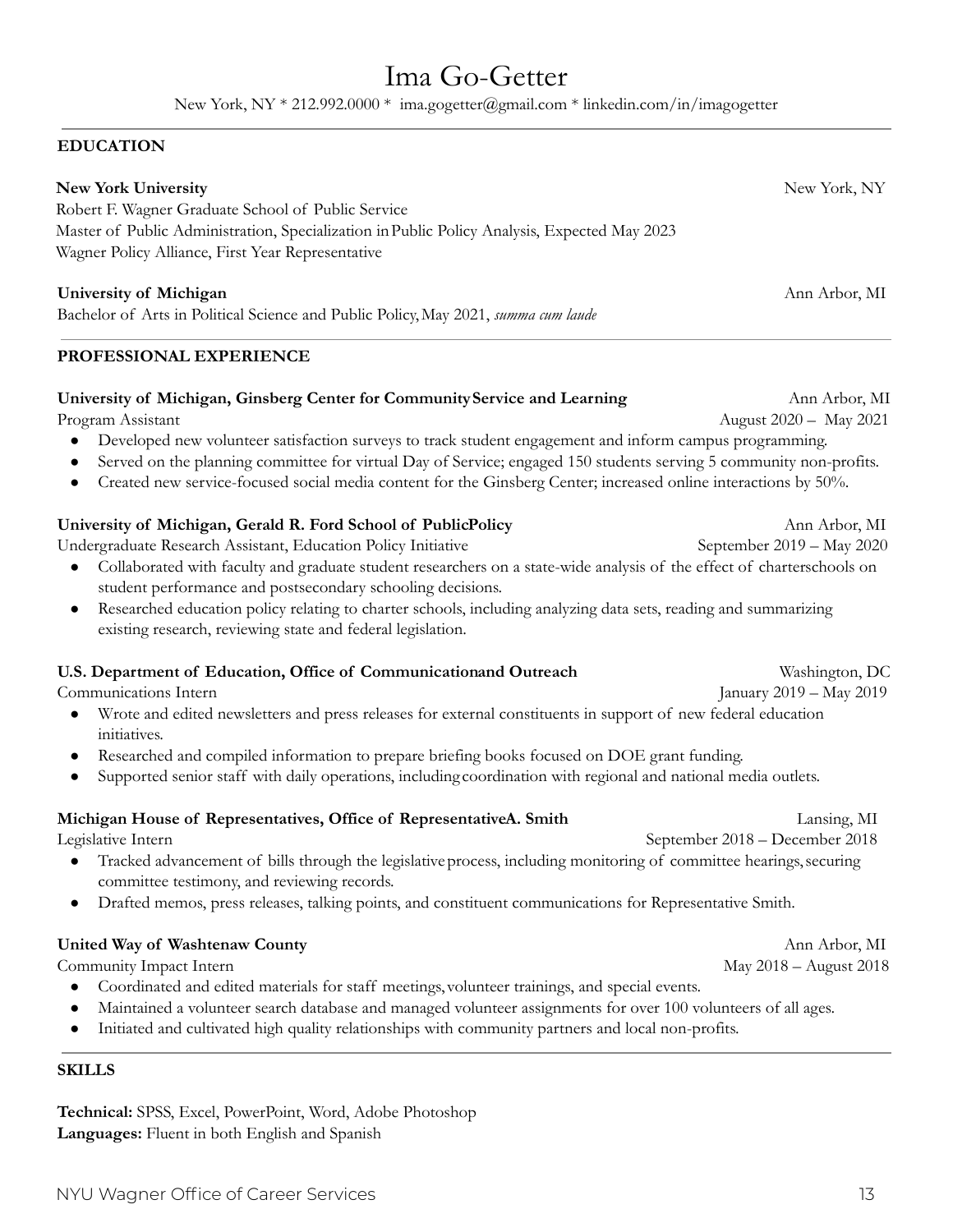# Ima Go-Getter

New York, NY * 212.992.0000 * ima.gogetter@gmail.com * linkedin.com/in/imagogetter

## EDUCATION

**New York University** — New York, NY
Robert F. Wagner Graduate School of Public Service
Master of Public Administration, Specialization in Public Policy Analysis, Expected May 2023
Wagner Policy Alliance, First Year Representative

**University of Michigan** — Ann Arbor, MI
Bachelor of Arts in Political Science and Public Policy, May 2021, *summa cum laude*

## PROFESSIONAL EXPERIENCE

**University of Michigan, Ginsberg Center for Community Service and Learning** — Ann Arbor, MI
Program Assistant — August 2020 – May 2021

- Developed new volunteer satisfaction surveys to track student engagement and inform campus programming.
- Served on the planning committee for virtual Day of Service; engaged 150 students serving 5 community non-profits.
- Created new service-focused social media content for the Ginsberg Center; increased online interactions by 50%.

**University of Michigan, Gerald R. Ford School of Public Policy** — Ann Arbor, MI
Undergraduate Research Assistant, Education Policy Initiative — September 2019 – May 2020

- Collaborated with faculty and graduate student researchers on a state-wide analysis of the effect of charter schools on student performance and postsecondary schooling decisions.
- Researched education policy relating to charter schools, including analyzing data sets, reading and summarizing existing research, reviewing state and federal legislation.

**U.S. Department of Education, Office of Communication and Outreach** — Washington, DC
Communications Intern — January 2019 – May 2019

- Wrote and edited newsletters and press releases for external constituents in support of new federal education initiatives.
- Researched and compiled information to prepare briefing books focused on DOE grant funding.
- Supported senior staff with daily operations, including coordination with regional and national media outlets.

**Michigan House of Representatives, Office of Representative A. Smith** — Lansing, MI
Legislative Intern — September 2018 – December 2018

- Tracked advancement of bills through the legislative process, including monitoring of committee hearings, securing committee testimony, and reviewing records.
- Drafted memos, press releases, talking points, and constituent communications for Representative Smith.

**United Way of Washtenaw County** — Ann Arbor, MI
Community Impact Intern — May 2018 – August 2018

- Coordinated and edited materials for staff meetings, volunteer trainings, and special events.
- Maintained a volunteer search database and managed volunteer assignments for over 100 volunteers of all ages.
- Initiated and cultivated high quality relationships with community partners and local non-profits.

## SKILLS

**Technical:** SPSS, Excel, PowerPoint, Word, Adobe Photoshop
**Languages:** Fluent in both English and Spanish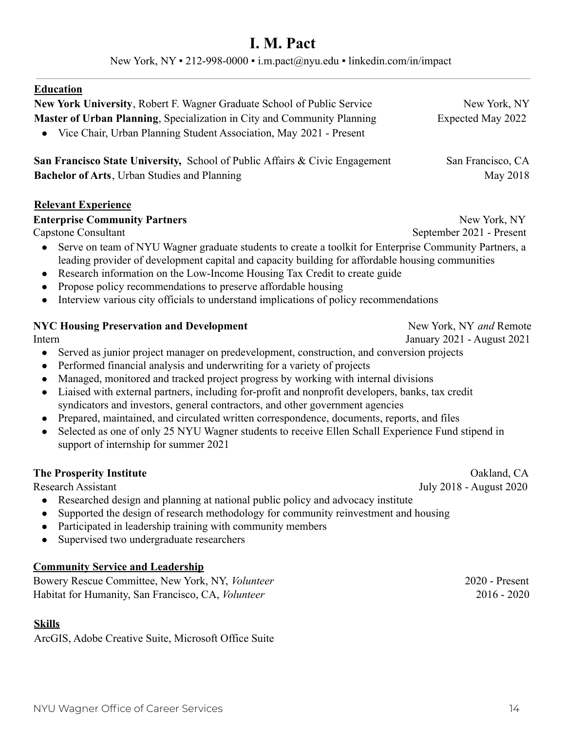# I. M. Pact

New York, NY ▪ 212-998-0000 ▪ i.m.pact@nyu.edu ▪ linkedin.com/in/impact

## Education

**New York University**, Robert F. Wagner Graduate School of Public Service — New York, NY
**Master of Urban Planning**, Specialization in City and Community Planning — Expected May 2022

- Vice Chair, Urban Planning Student Association, May 2021 - Present

**San Francisco State University,** School of Public Affairs & Civic Engagement — San Francisco, CA
**Bachelor of Arts**, Urban Studies and Planning — May 2018

## Relevant Experience

**Enterprise Community Partners** — New York, NY
Capstone Consultant — September 2021 - Present

- Serve on team of NYU Wagner graduate students to create a toolkit for Enterprise Community Partners, a leading provider of development capital and capacity building for affordable housing communities
- Research information on the Low-Income Housing Tax Credit to create guide
- Propose policy recommendations to preserve affordable housing
- Interview various city officials to understand implications of policy recommendations

**NYC Housing Preservation and Development** — New York, NY *and* Remote
Intern — January 2021 - August 2021

- Served as junior project manager on predevelopment, construction, and conversion projects
- Performed financial analysis and underwriting for a variety of projects
- Managed, monitored and tracked project progress by working with internal divisions
- Liaised with external partners, including for-profit and nonprofit developers, banks, tax credit syndicators and investors, general contractors, and other government agencies
- Prepared, maintained, and circulated written correspondence, documents, reports, and files
- Selected as one of only 25 NYU Wagner students to receive Ellen Schall Experience Fund stipend in support of internship for summer 2021

**The Prosperity Institute** — Oakland, CA
Research Assistant — July 2018 - August 2020

- Researched design and planning at national public policy and advocacy institute
- Supported the design of research methodology for community reinvestment and housing
- Participated in leadership training with community members
- Supervised two undergraduate researchers

## Community Service and Leadership

Bowery Rescue Committee, New York, NY, *Volunteer* — 2020 - Present
Habitat for Humanity, San Francisco, CA, *Volunteer* — 2016 - 2020

## Skills

ArcGIS, Adobe Creative Suite, Microsoft Office Suite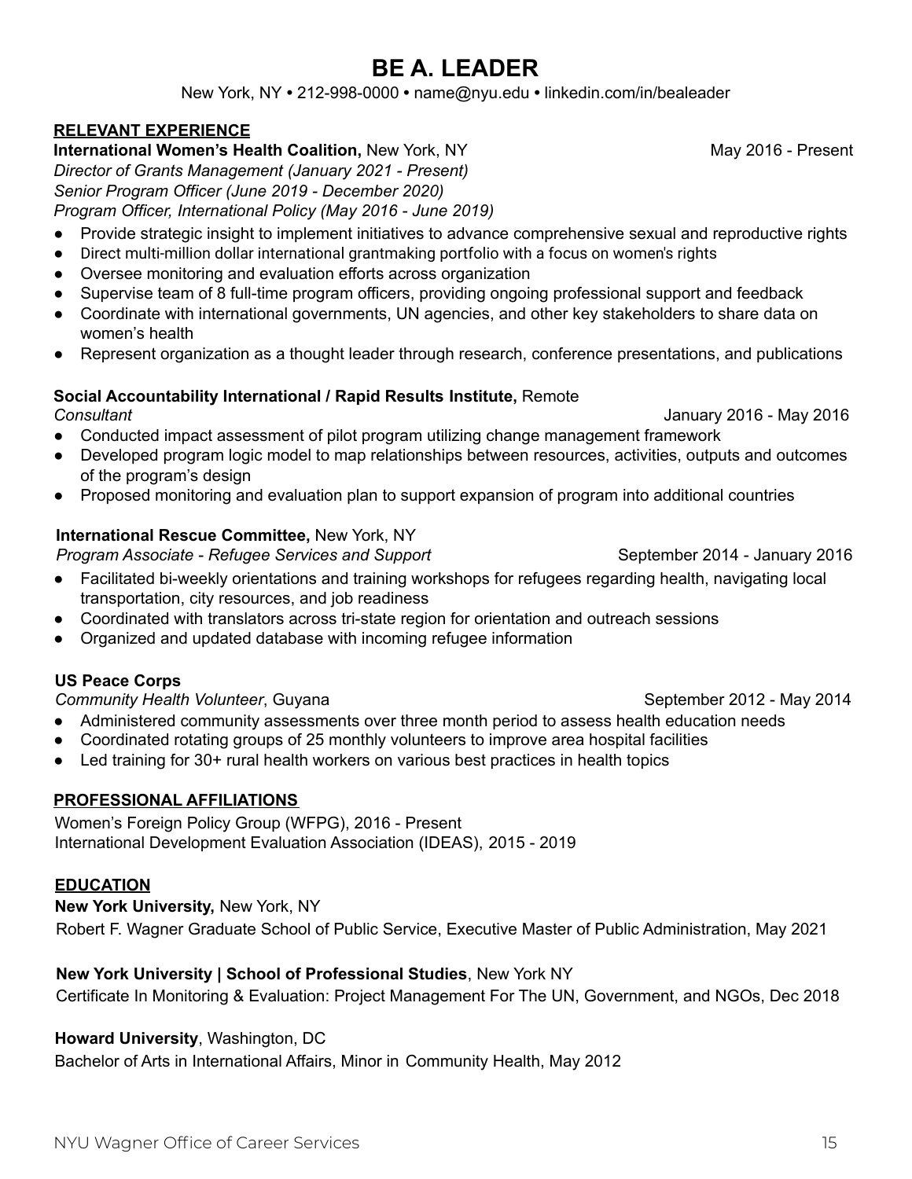# BE A. LEADER

New York, NY • 212-998-0000 • name@nyu.edu • linkedin.com/in/bealeader

## RELEVANT EXPERIENCE

**International Women's Health Coalition,** New York, NY — May 2016 - Present

*Director of Grants Management (January 2021 - Present)*
*Senior Program Officer (June 2019 - December 2020)*
*Program Officer, International Policy (May 2016 - June 2019)*

- Provide strategic insight to implement initiatives to advance comprehensive sexual and reproductive rights
- Direct multi-million dollar international grantmaking portfolio with a focus on women's rights
- Oversee monitoring and evaluation efforts across organization
- Supervise team of 8 full-time program officers, providing ongoing professional support and feedback
- Coordinate with international governments, UN agencies, and other key stakeholders to share data on women's health
- Represent organization as a thought leader through research, conference presentations, and publications

**Social Accountability International / Rapid Results Institute,** Remote

*Consultant* — January 2016 - May 2016

- Conducted impact assessment of pilot program utilizing change management framework
- Developed program logic model to map relationships between resources, activities, outputs and outcomes of the program's design
- Proposed monitoring and evaluation plan to support expansion of program into additional countries

**International Rescue Committee,** New York, NY

*Program Associate - Refugee Services and Support* — September 2014 - January 2016

- Facilitated bi-weekly orientations and training workshops for refugees regarding health, navigating local transportation, city resources, and job readiness
- Coordinated with translators across tri-state region for orientation and outreach sessions
- Organized and updated database with incoming refugee information

**US Peace Corps**

*Community Health Volunteer*, Guyana — September 2012 - May 2014

- Administered community assessments over three month period to assess health education needs
- Coordinated rotating groups of 25 monthly volunteers to improve area hospital facilities
- Led training for 30+ rural health workers on various best practices in health topics

## PROFESSIONAL AFFILIATIONS

Women's Foreign Policy Group (WFPG), 2016 - Present
International Development Evaluation Association (IDEAS), 2015 - 2019

## EDUCATION

**New York University,** New York, NY
Robert F. Wagner Graduate School of Public Service, Executive Master of Public Administration, May 2021

**New York University | School of Professional Studies**, New York NY
Certificate In Monitoring & Evaluation: Project Management For The UN, Government, and NGOs, Dec 2018

**Howard University**, Washington, DC
Bachelor of Arts in International Affairs, Minor in Community Health, May 2012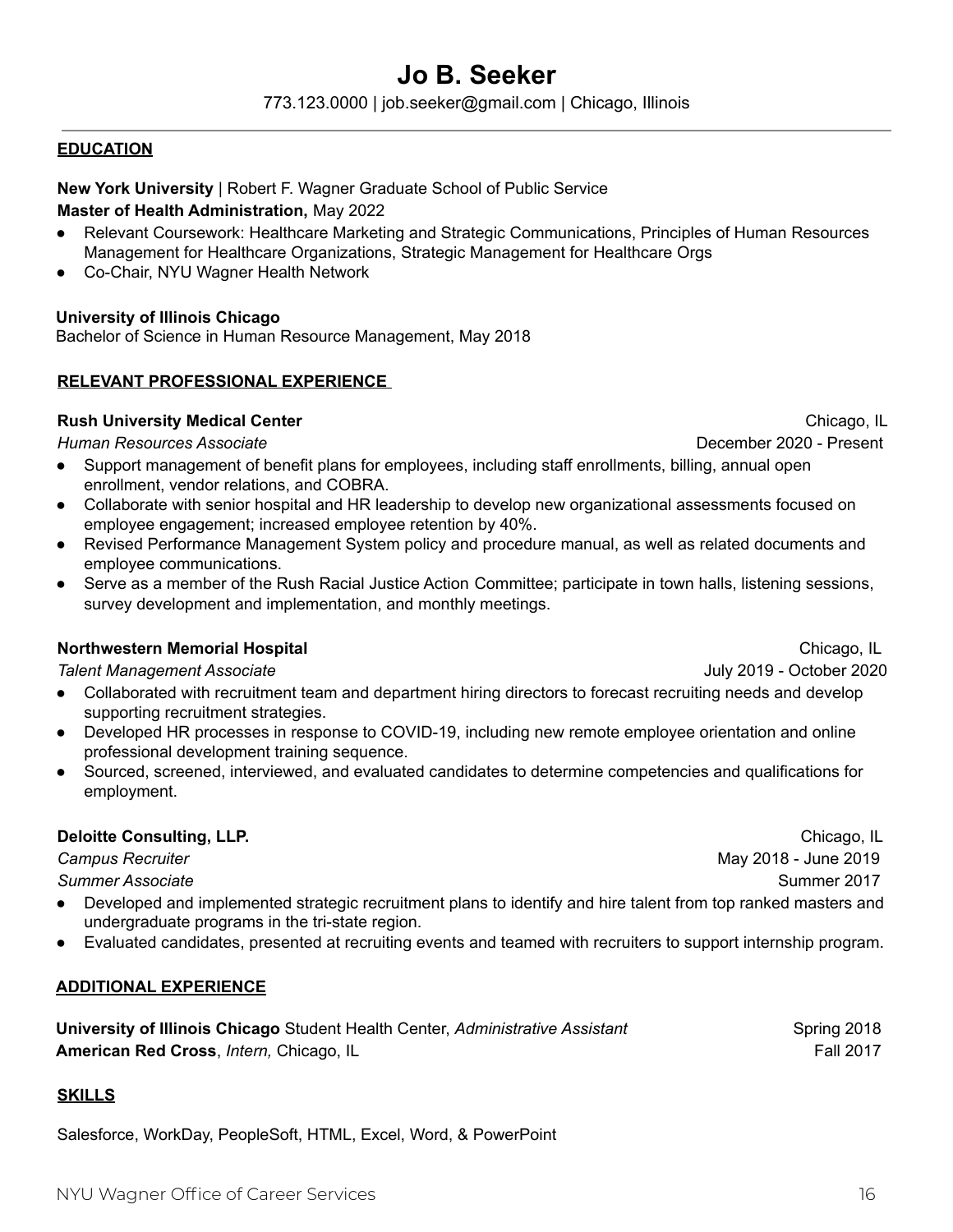# Jo B. Seeker

773.123.0000 | job.seeker@gmail.com | Chicago, Illinois

## EDUCATION

**New York University** | Robert F. Wagner Graduate School of Public Service
**Master of Health Administration,** May 2022

- Relevant Coursework: Healthcare Marketing and Strategic Communications, Principles of Human Resources Management for Healthcare Organizations, Strategic Management for Healthcare Orgs
- Co-Chair, NYU Wagner Health Network

**University of Illinois Chicago**
Bachelor of Science in Human Resource Management, May 2018

## RELEVANT PROFESSIONAL EXPERIENCE

**Rush University Medical Center** — Chicago, IL
*Human Resources Associate* — December 2020 - Present

- Support management of benefit plans for employees, including staff enrollments, billing, annual open enrollment, vendor relations, and COBRA.
- Collaborate with senior hospital and HR leadership to develop new organizational assessments focused on employee engagement; increased employee retention by 40%.
- Revised Performance Management System policy and procedure manual, as well as related documents and employee communications.
- Serve as a member of the Rush Racial Justice Action Committee; participate in town halls, listening sessions, survey development and implementation, and monthly meetings.

**Northwestern Memorial Hospital** — Chicago, IL
*Talent Management Associate* — July 2019 - October 2020

- Collaborated with recruitment team and department hiring directors to forecast recruiting needs and develop supporting recruitment strategies.
- Developed HR processes in response to COVID-19, including new remote employee orientation and online professional development training sequence.
- Sourced, screened, interviewed, and evaluated candidates to determine competencies and qualifications for employment.

**Deloitte Consulting, LLP.** — Chicago, IL
*Campus Recruiter* — May 2018 - June 2019
*Summer Associate* — Summer 2017

- Developed and implemented strategic recruitment plans to identify and hire talent from top ranked masters and undergraduate programs in the tri-state region.
- Evaluated candidates, presented at recruiting events and teamed with recruiters to support internship program.

## ADDITIONAL EXPERIENCE

**University of Illinois Chicago** Student Health Center, *Administrative Assistant* — Spring 2018
**American Red Cross**, *Intern,* Chicago, IL — Fall 2017

## SKILLS

Salesforce, WorkDay, PeopleSoft, HTML, Excel, Word, & PowerPoint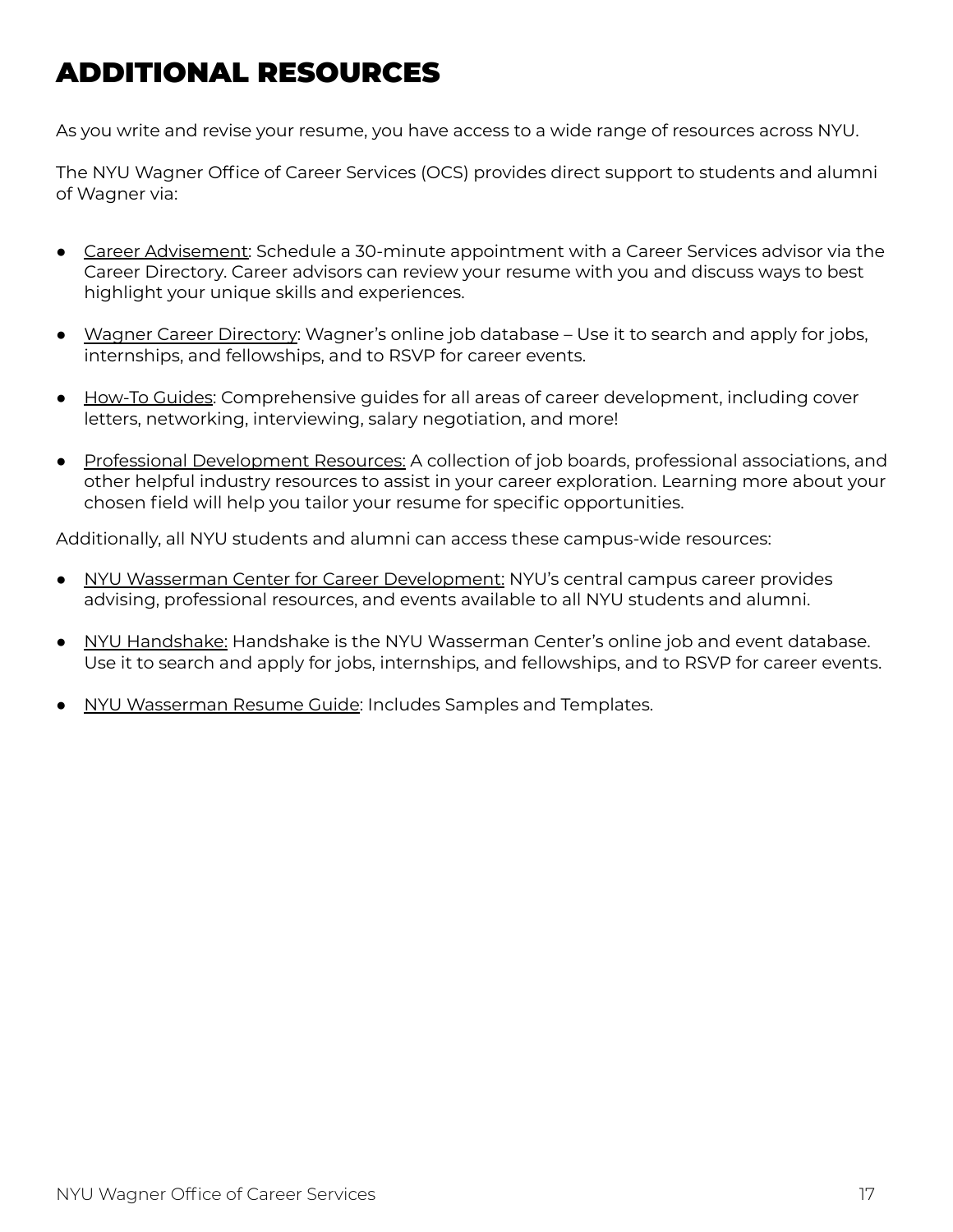# ADDITIONAL RESOURCES

As you write and revise your resume, you have access to a wide range of resources across NYU.

The NYU Wagner Office of Career Services (OCS) provides direct support to students and alumni of Wagner via:

- Career Advisement: Schedule a 30-minute appointment with a Career Services advisor via the Career Directory. Career advisors can review your resume with you and discuss ways to best highlight your unique skills and experiences.
- Wagner Career Directory: Wagner's online job database – Use it to search and apply for jobs, internships, and fellowships, and to RSVP for career events.
- How-To Guides: Comprehensive guides for all areas of career development, including cover letters, networking, interviewing, salary negotiation, and more!
- Professional Development Resources: A collection of job boards, professional associations, and other helpful industry resources to assist in your career exploration. Learning more about your chosen field will help you tailor your resume for specific opportunities.

Additionally, all NYU students and alumni can access these campus-wide resources:

- NYU Wasserman Center for Career Development: NYU's central campus career provides advising, professional resources, and events available to all NYU students and alumni.
- NYU Handshake: Handshake is the NYU Wasserman Center's online job and event database. Use it to search and apply for jobs, internships, and fellowships, and to RSVP for career events.
- NYU Wasserman Resume Guide: Includes Samples and Templates.